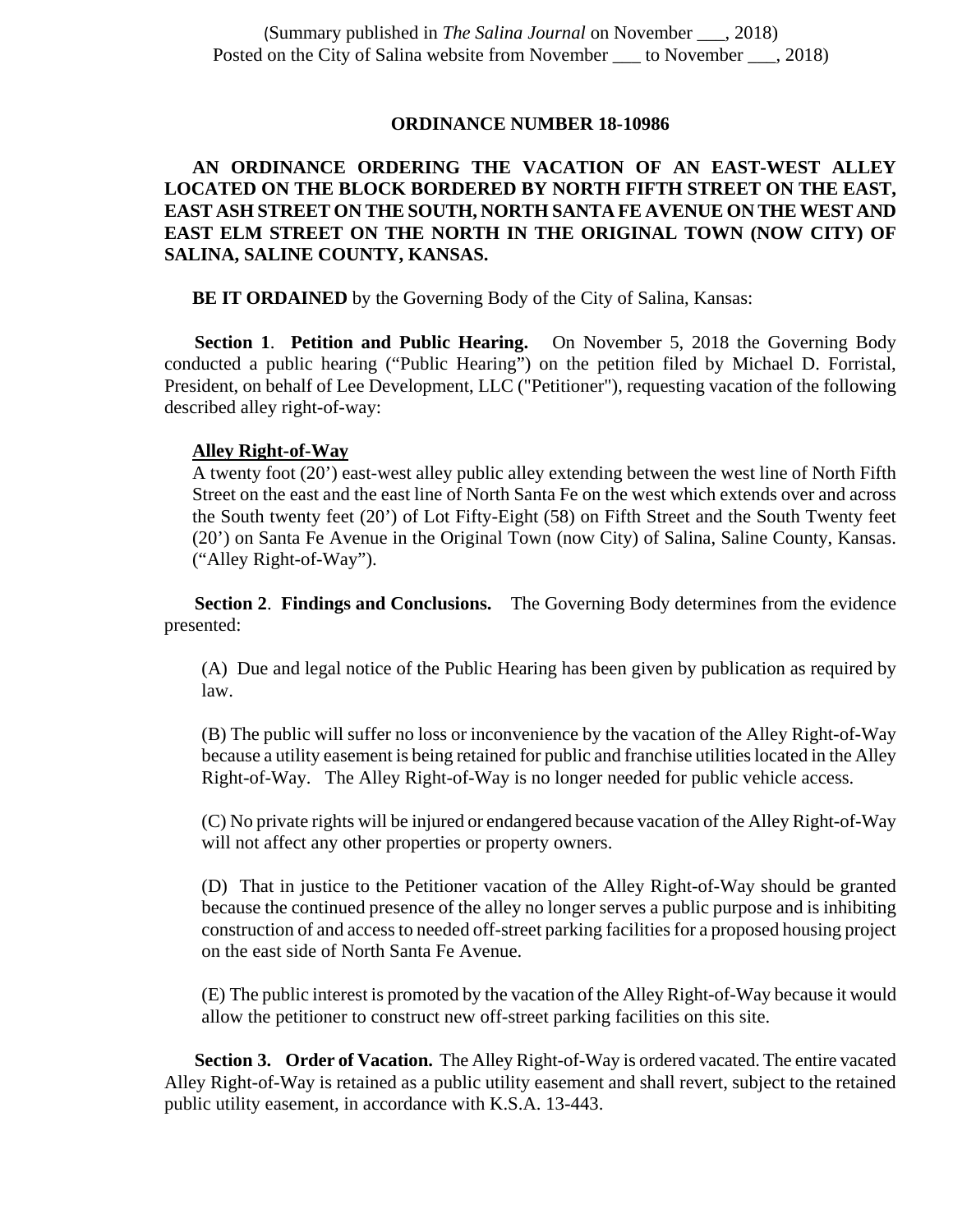(Summary published in *The Salina Journal* on November ___, 2018)
Posted on the City of Salina website from November ___ to November ___, 2018)

**ORDINANCE NUMBER 18-10986**

**AN ORDINANCE ORDERING THE VACATION OF AN EAST-WEST ALLEY LOCATED ON THE BLOCK BORDERED BY NORTH FIFTH STREET ON THE EAST, EAST ASH STREET ON THE SOUTH, NORTH SANTA FE AVENUE ON THE WEST AND EAST ELM STREET ON THE NORTH IN THE ORIGINAL TOWN (NOW CITY) OF SALINA, SALINE COUNTY, KANSAS.**

**BE IT ORDAINED** by the Governing Body of the City of Salina, Kansas:

**Section 1**. **Petition and Public Hearing.** On November 5, 2018 the Governing Body conducted a public hearing ("Public Hearing") on the petition filed by Michael D. Forristal, President, on behalf of Lee Development, LLC ("Petitioner"), requesting vacation of the following described alley right-of-way:

**Alley Right-of-Way**
A twenty foot (20') east-west alley public alley extending between the west line of North Fifth Street on the east and the east line of North Santa Fe on the west which extends over and across the South twenty feet (20') of Lot Fifty-Eight (58) on Fifth Street and the South Twenty feet (20') on Santa Fe Avenue in the Original Town (now City) of Salina, Saline County, Kansas. ("Alley Right-of-Way").

**Section 2**. **Findings and Conclusions.** The Governing Body determines from the evidence presented:

(A) Due and legal notice of the Public Hearing has been given by publication as required by law.

(B) The public will suffer no loss or inconvenience by the vacation of the Alley Right-of-Way because a utility easement is being retained for public and franchise utilities located in the Alley Right-of-Way. The Alley Right-of-Way is no longer needed for public vehicle access.

(C) No private rights will be injured or endangered because vacation of the Alley Right-of-Way will not affect any other properties or property owners.

(D) That in justice to the Petitioner vacation of the Alley Right-of-Way should be granted because the continued presence of the alley no longer serves a public purpose and is inhibiting construction of and access to needed off-street parking facilities for a proposed housing project on the east side of North Santa Fe Avenue.

(E) The public interest is promoted by the vacation of the Alley Right-of-Way because it would allow the petitioner to construct new off-street parking facilities on this site.

**Section 3. Order of Vacation.** The Alley Right-of-Way is ordered vacated. The entire vacated Alley Right-of-Way is retained as a public utility easement and shall revert, subject to the retained public utility easement, in accordance with K.S.A. 13-443.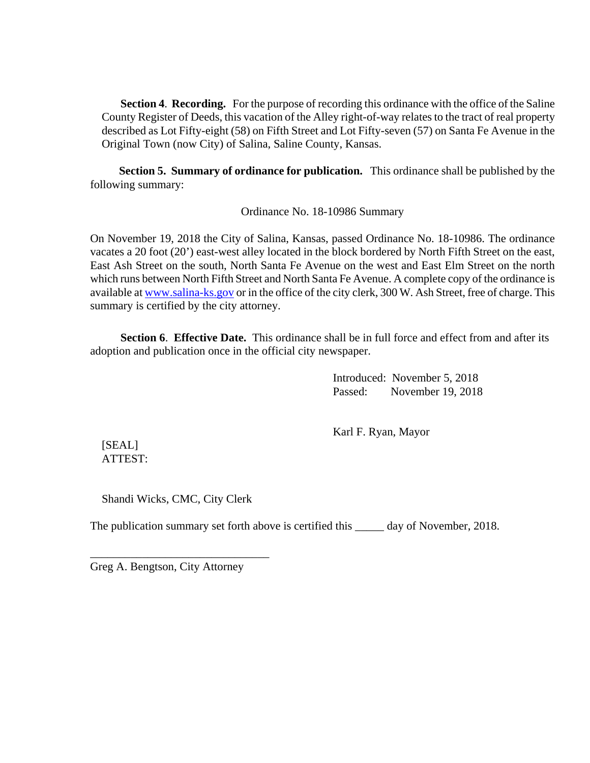**Section 4**. **Recording.** For the purpose of recording this ordinance with the office of the Saline County Register of Deeds, this vacation of the Alley right-of-way relates to the tract of real property described as Lot Fifty-eight (58) on Fifth Street and Lot Fifty-seven (57) on Santa Fe Avenue in the Original Town (now City) of Salina, Saline County, Kansas.

**Section 5. Summary of ordinance for publication.** This ordinance shall be published by the following summary:

Ordinance No. 18-10986 Summary

On November 19, 2018 the City of Salina, Kansas, passed Ordinance No. 18-10986. The ordinance vacates a 20 foot (20') east-west alley located in the block bordered by North Fifth Street on the east, East Ash Street on the south, North Santa Fe Avenue on the west and East Elm Street on the north which runs between North Fifth Street and North Santa Fe Avenue. A complete copy of the ordinance is available at www.salina-ks.gov or in the office of the city clerk, 300 W. Ash Street, free of charge. This summary is certified by the city attorney.

**Section 6**. **Effective Date.** This ordinance shall be in full force and effect from and after its adoption and publication once in the official city newspaper.

Introduced: November 5, 2018
Passed: November 19, 2018

Karl F. Ryan, Mayor

[SEAL]
ATTEST:

Shandi Wicks, CMC, City Clerk

The publication summary set forth above is certified this _____ day of November, 2018.

_______________________________
Greg A. Bengtson, City Attorney